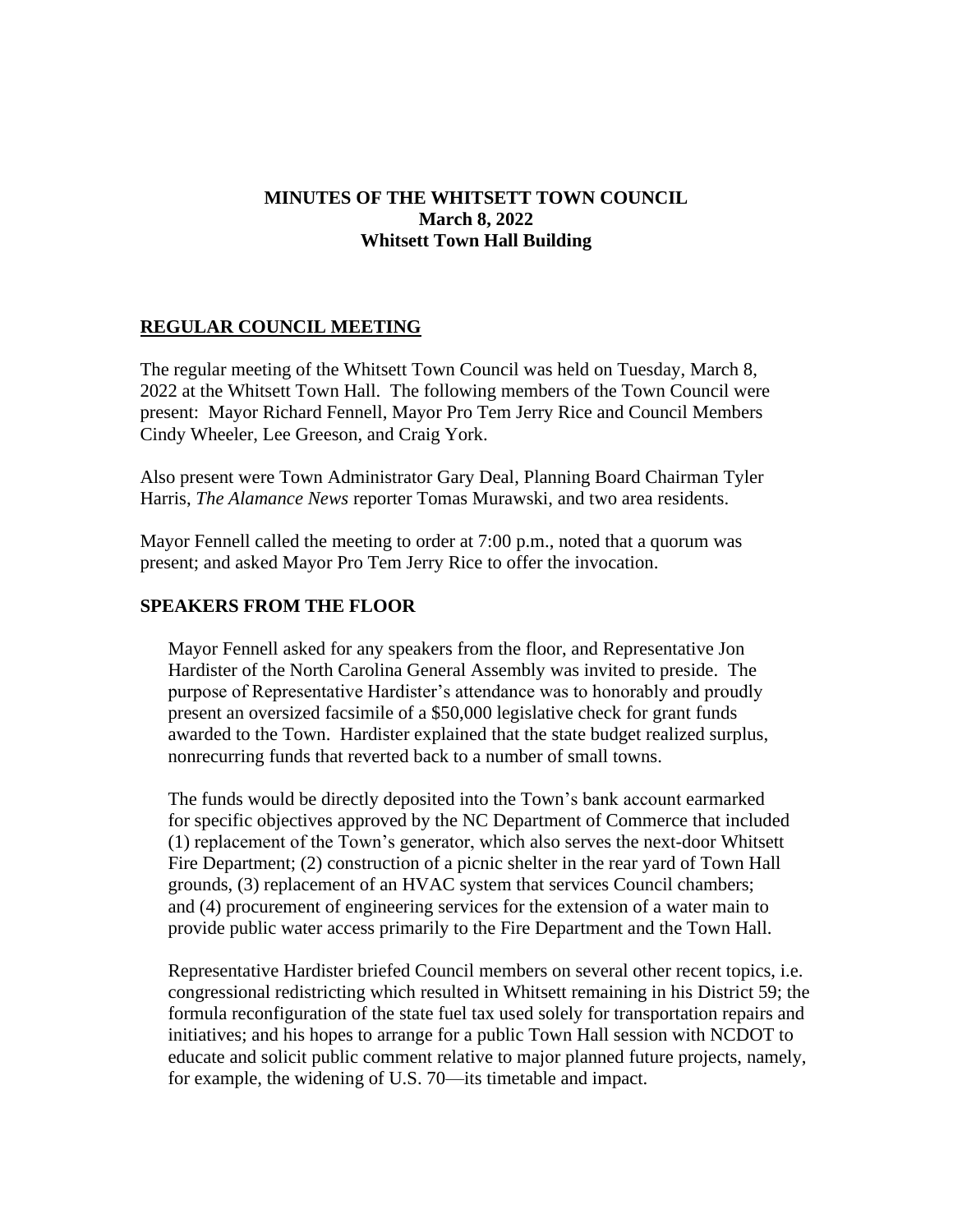**MINUTES OF THE WHITSETT TOWN COUNCIL**
**March 8, 2022**
**Whitsett Town Hall Building**

## REGULAR COUNCIL MEETING

The regular meeting of the Whitsett Town Council was held on Tuesday, March 8, 2022 at the Whitsett Town Hall. The following members of the Town Council were present: Mayor Richard Fennell, Mayor Pro Tem Jerry Rice and Council Members Cindy Wheeler, Lee Greeson, and Craig York.

Also present were Town Administrator Gary Deal, Planning Board Chairman Tyler Harris, *The Alamance News* reporter Tomas Murawski, and two area residents.

Mayor Fennell called the meeting to order at 7:00 p.m., noted that a quorum was present; and asked Mayor Pro Tem Jerry Rice to offer the invocation.

## SPEAKERS FROM THE FLOOR

Mayor Fennell asked for any speakers from the floor, and Representative Jon Hardister of the North Carolina General Assembly was invited to preside. The purpose of Representative Hardister's attendance was to honorably and proudly present an oversized facsimile of a $50,000 legislative check for grant funds awarded to the Town. Hardister explained that the state budget realized surplus, nonrecurring funds that reverted back to a number of small towns.

The funds would be directly deposited into the Town's bank account earmarked for specific objectives approved by the NC Department of Commerce that included (1) replacement of the Town's generator, which also serves the next-door Whitsett Fire Department; (2) construction of a picnic shelter in the rear yard of Town Hall grounds, (3) replacement of an HVAC system that services Council chambers; and (4) procurement of engineering services for the extension of a water main to provide public water access primarily to the Fire Department and the Town Hall.

Representative Hardister briefed Council members on several other recent topics, i.e. congressional redistricting which resulted in Whitsett remaining in his District 59; the formula reconfiguration of the state fuel tax used solely for transportation repairs and initiatives; and his hopes to arrange for a public Town Hall session with NCDOT to educate and solicit public comment relative to major planned future projects, namely, for example, the widening of U.S. 70—its timetable and impact.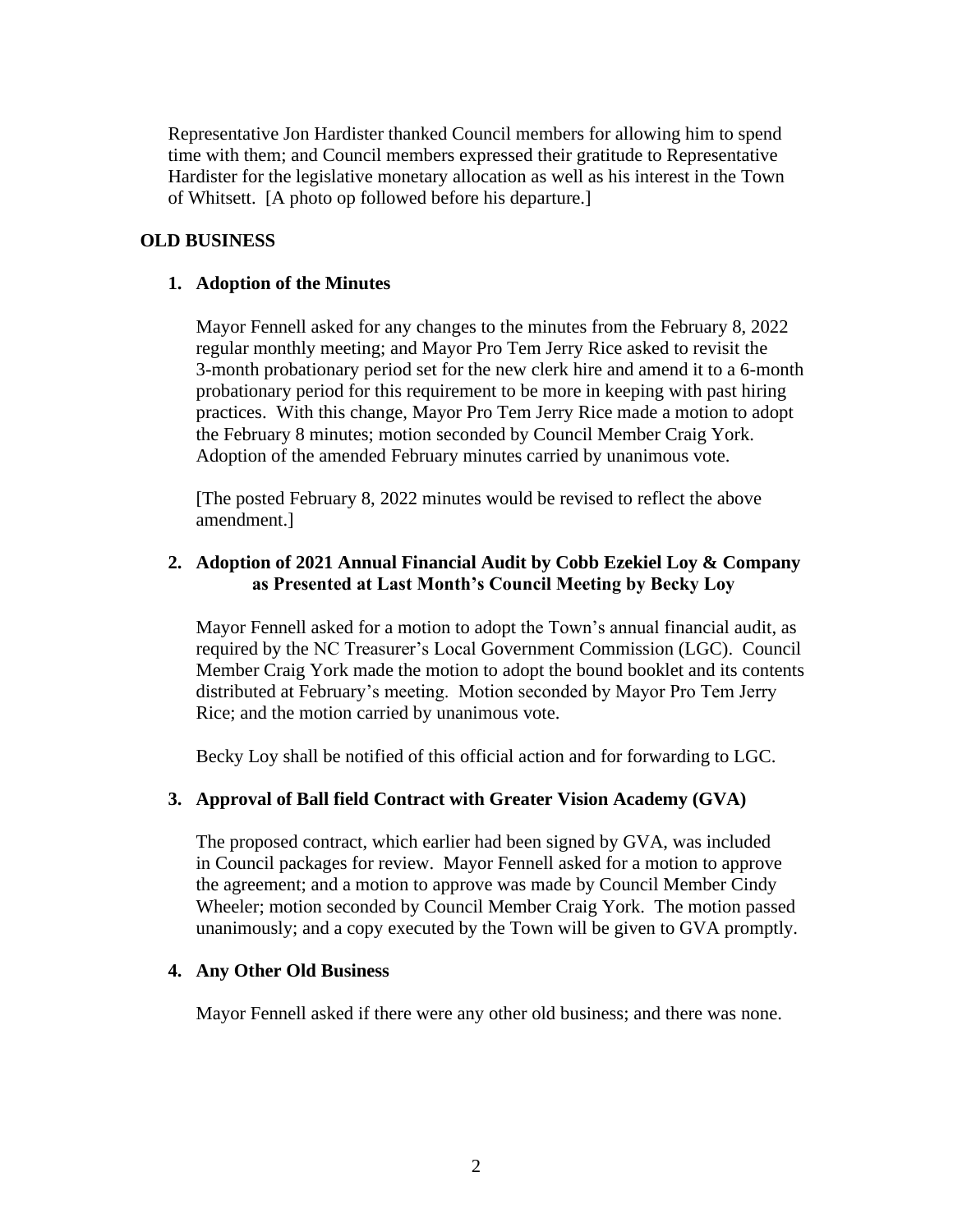Representative Jon Hardister thanked Council members for allowing him to spend time with them; and Council members expressed their gratitude to Representative Hardister for the legislative monetary allocation as well as his interest in the Town of Whitsett. [A photo op followed before his departure.]

## OLD BUSINESS

### 1. Adoption of the Minutes

Mayor Fennell asked for any changes to the minutes from the February 8, 2022 regular monthly meeting; and Mayor Pro Tem Jerry Rice asked to revisit the 3-month probationary period set for the new clerk hire and amend it to a 6-month probationary period for this requirement to be more in keeping with past hiring practices. With this change, Mayor Pro Tem Jerry Rice made a motion to adopt the February 8 minutes; motion seconded by Council Member Craig York. Adoption of the amended February minutes carried by unanimous vote.

[The posted February 8, 2022 minutes would be revised to reflect the above amendment.]

### 2. Adoption of 2021 Annual Financial Audit by Cobb Ezekiel Loy & Company as Presented at Last Month's Council Meeting by Becky Loy

Mayor Fennell asked for a motion to adopt the Town's annual financial audit, as required by the NC Treasurer's Local Government Commission (LGC). Council Member Craig York made the motion to adopt the bound booklet and its contents distributed at February's meeting. Motion seconded by Mayor Pro Tem Jerry Rice; and the motion carried by unanimous vote.

Becky Loy shall be notified of this official action and for forwarding to LGC.

### 3. Approval of Ball field Contract with Greater Vision Academy (GVA)

The proposed contract, which earlier had been signed by GVA, was included in Council packages for review. Mayor Fennell asked for a motion to approve the agreement; and a motion to approve was made by Council Member Cindy Wheeler; motion seconded by Council Member Craig York. The motion passed unanimously; and a copy executed by the Town will be given to GVA promptly.

### 4. Any Other Old Business

Mayor Fennell asked if there were any other old business; and there was none.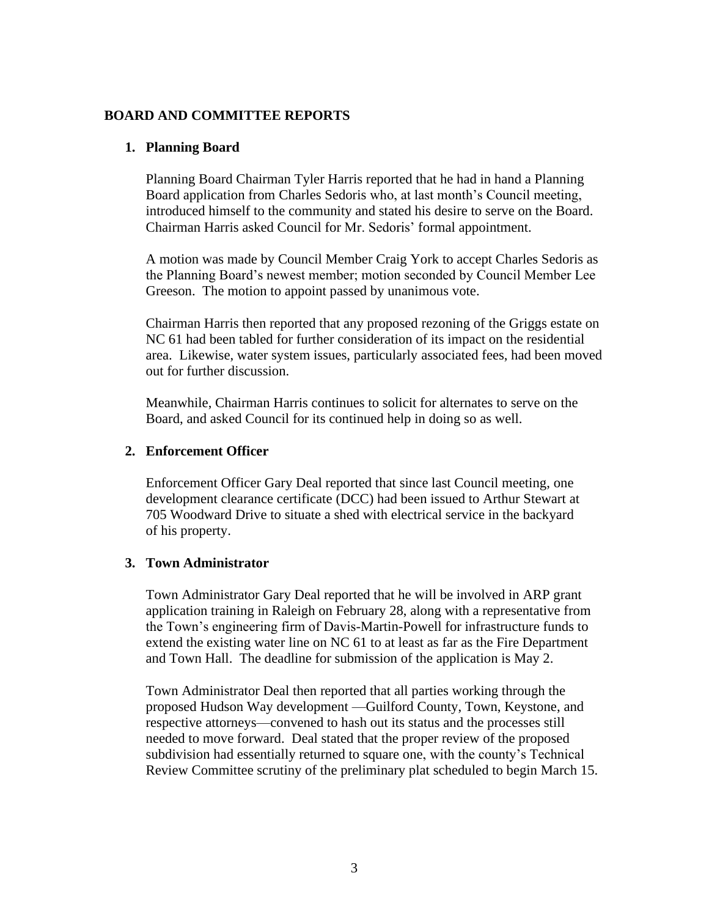## BOARD AND COMMITTEE REPORTS

1. **Planning Board**

   Planning Board Chairman Tyler Harris reported that he had in hand a Planning Board application from Charles Sedoris who, at last month's Council meeting, introduced himself to the community and stated his desire to serve on the Board. Chairman Harris asked Council for Mr. Sedoris' formal appointment.

   A motion was made by Council Member Craig York to accept Charles Sedoris as the Planning Board's newest member; motion seconded by Council Member Lee Greeson. The motion to appoint passed by unanimous vote.

   Chairman Harris then reported that any proposed rezoning of the Griggs estate on NC 61 had been tabled for further consideration of its impact on the residential area. Likewise, water system issues, particularly associated fees, had been moved out for further discussion.

   Meanwhile, Chairman Harris continues to solicit for alternates to serve on the Board, and asked Council for its continued help in doing so as well.

2. **Enforcement Officer**

   Enforcement Officer Gary Deal reported that since last Council meeting, one development clearance certificate (DCC) had been issued to Arthur Stewart at 705 Woodward Drive to situate a shed with electrical service in the backyard of his property.

3. **Town Administrator**

   Town Administrator Gary Deal reported that he will be involved in ARP grant application training in Raleigh on February 28, along with a representative from the Town's engineering firm of Davis-Martin-Powell for infrastructure funds to extend the existing water line on NC 61 to at least as far as the Fire Department and Town Hall. The deadline for submission of the application is May 2.

   Town Administrator Deal then reported that all parties working through the proposed Hudson Way development —Guilford County, Town, Keystone, and respective attorneys—convened to hash out its status and the processes still needed to move forward. Deal stated that the proper review of the proposed subdivision had essentially returned to square one, with the county's Technical Review Committee scrutiny of the preliminary plat scheduled to begin March 15.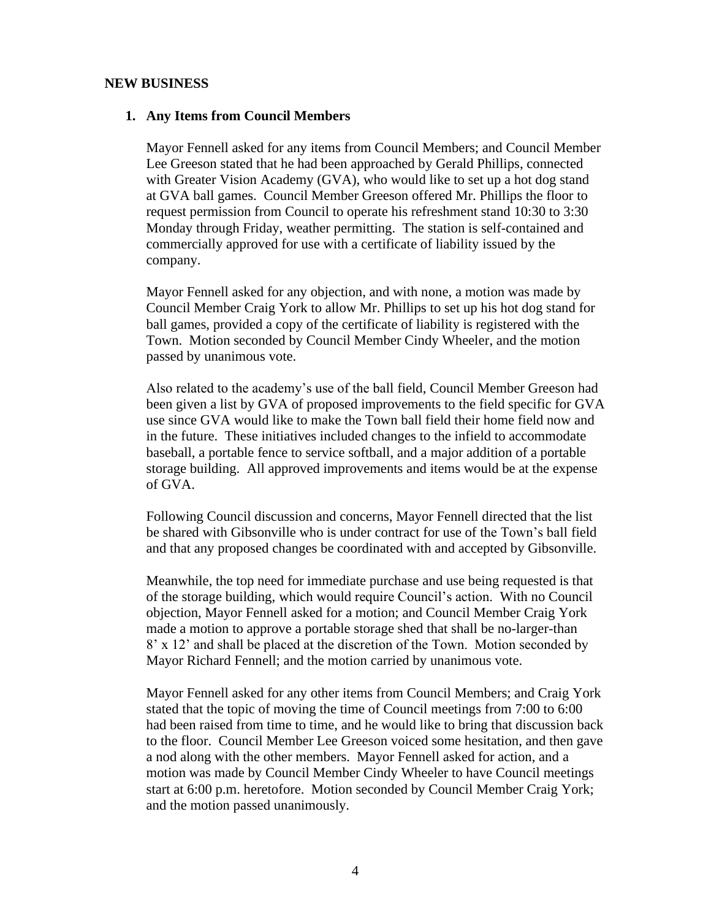## NEW BUSINESS

1. **Any Items from Council Members**

   Mayor Fennell asked for any items from Council Members; and Council Member Lee Greeson stated that he had been approached by Gerald Phillips, connected with Greater Vision Academy (GVA), who would like to set up a hot dog stand at GVA ball games. Council Member Greeson offered Mr. Phillips the floor to request permission from Council to operate his refreshment stand 10:30 to 3:30 Monday through Friday, weather permitting. The station is self-contained and commercially approved for use with a certificate of liability issued by the company.

   Mayor Fennell asked for any objection, and with none, a motion was made by Council Member Craig York to allow Mr. Phillips to set up his hot dog stand for ball games, provided a copy of the certificate of liability is registered with the Town. Motion seconded by Council Member Cindy Wheeler, and the motion passed by unanimous vote.

   Also related to the academy's use of the ball field, Council Member Greeson had been given a list by GVA of proposed improvements to the field specific for GVA use since GVA would like to make the Town ball field their home field now and in the future. These initiatives included changes to the infield to accommodate baseball, a portable fence to service softball, and a major addition of a portable storage building. All approved improvements and items would be at the expense of GVA.

   Following Council discussion and concerns, Mayor Fennell directed that the list be shared with Gibsonville who is under contract for use of the Town's ball field and that any proposed changes be coordinated with and accepted by Gibsonville.

   Meanwhile, the top need for immediate purchase and use being requested is that of the storage building, which would require Council's action. With no Council objection, Mayor Fennell asked for a motion; and Council Member Craig York made a motion to approve a portable storage shed that shall be no-larger-than 8' x 12' and shall be placed at the discretion of the Town. Motion seconded by Mayor Richard Fennell; and the motion carried by unanimous vote.

   Mayor Fennell asked for any other items from Council Members; and Craig York stated that the topic of moving the time of Council meetings from 7:00 to 6:00 had been raised from time to time, and he would like to bring that discussion back to the floor. Council Member Lee Greeson voiced some hesitation, and then gave a nod along with the other members. Mayor Fennell asked for action, and a motion was made by Council Member Cindy Wheeler to have Council meetings start at 6:00 p.m. heretofore. Motion seconded by Council Member Craig York; and the motion passed unanimously.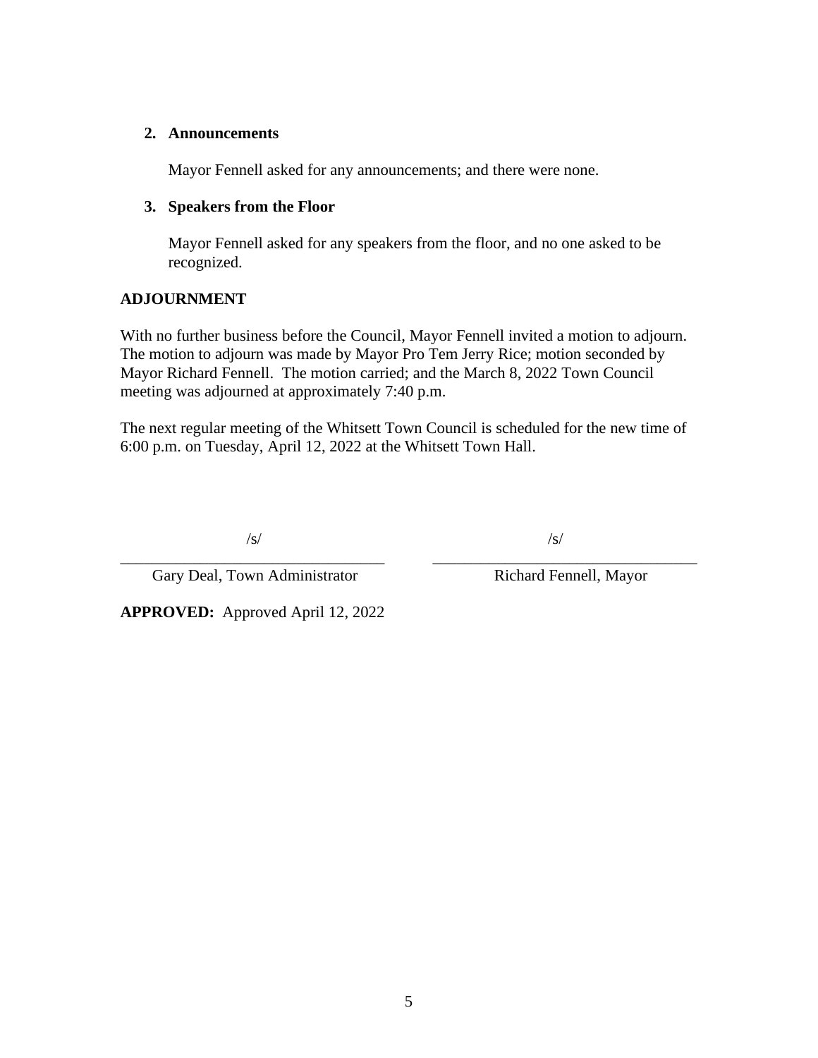2. **Announcements**

   Mayor Fennell asked for any announcements; and there were none.

3. **Speakers from the Floor**

   Mayor Fennell asked for any speakers from the floor, and no one asked to be recognized.

**ADJOURNMENT**

With no further business before the Council, Mayor Fennell invited a motion to adjourn. The motion to adjourn was made by Mayor Pro Tem Jerry Rice; motion seconded by Mayor Richard Fennell. The motion carried; and the March 8, 2022 Town Council meeting was adjourned at approximately 7:40 p.m.

The next regular meeting of the Whitsett Town Council is scheduled for the new time of 6:00 p.m. on Tuesday, April 12, 2022 at the Whitsett Town Hall.

/s/
Gary Deal, Town Administrator

/s/
Richard Fennell, Mayor

**APPROVED:** Approved April 12, 2022